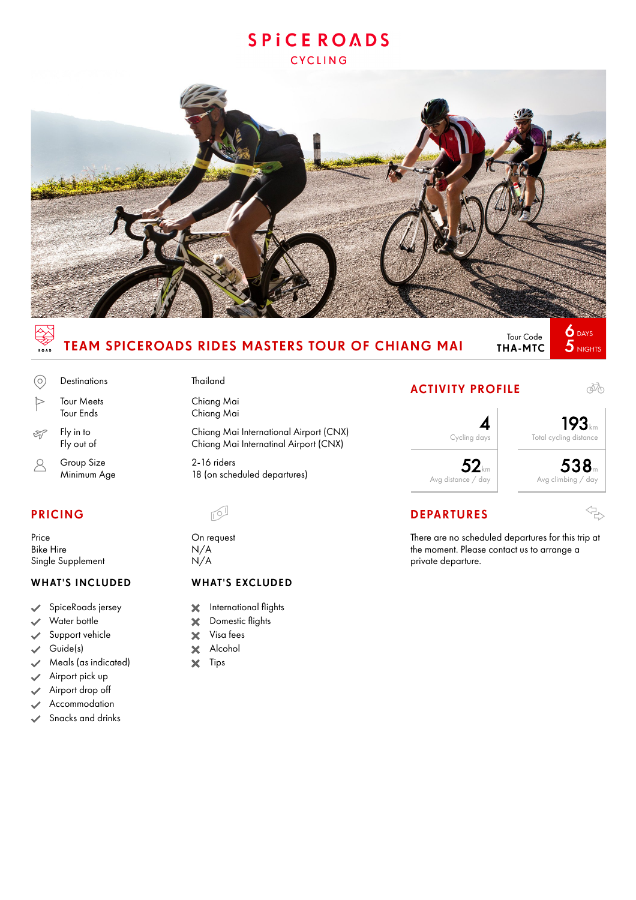# SPICEROADS CYCLING

## TEAM SPICEROADS RIDES MASTERS TOUR OF CHIANG MAI

Tour Code **THA-MTC**

**6** DAYS **5** NIGHTS

| | |
|---|---|
| Destinations | Thailand |
| Tour Meets | Chiang Mai |
| Tour Ends | Chiang Mai |
| Fly in to | Chiang Mai International Airport (CNX) |
| Fly out of | Chiang Mai Internatinal Airport (CNX) |
| Group Size | 2-16 riders |
| Minimum Age | 18 (on scheduled departures) |

## ACTIVITY PROFILE

| | |
|---|---|
| **4** Cycling days | **193** km Total cycling distance |
| **52** km Avg distance / day | **538** m Avg climbing / day |

## PRICING

| | |
|---|---|
| Price | On request |
| Bike Hire | N/A |
| Single Supplement | N/A |

## DEPARTURES

There are no scheduled departures for this trip at the moment. Please contact us to arrange a private departure.

### WHAT'S INCLUDED

- SpiceRoads jersey
- Water bottle
- Support vehicle
- Guide(s)
- Meals (as indicated)
- Airport pick up
- Airport drop off
- Accommodation
- Snacks and drinks

### WHAT'S EXCLUDED

- International flights
- Domestic flights
- Visa fees
- Alcohol
- Tips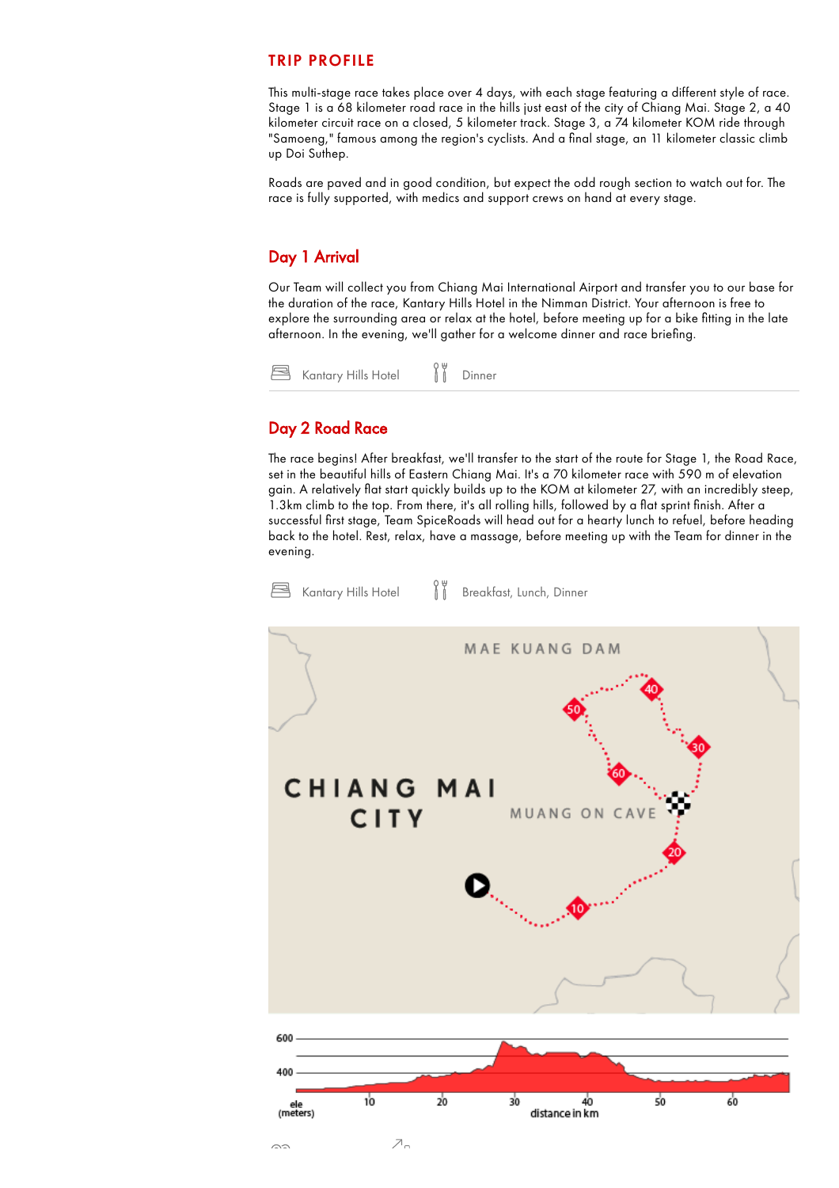## TRIP PROFILE

This multi-stage race takes place over 4 days, with each stage featuring a different style of race. Stage 1 is a 68 kilometer road race in the hills just east of the city of Chiang Mai. Stage 2, a 40 kilometer circuit race on a closed, 5 kilometer track. Stage 3, a 74 kilometer KOM ride through "Samoeng," famous among the region's cyclists. And a final stage, an 11 kilometer classic climb up Doi Suthep.

Roads are paved and in good condition, but expect the odd rough section to watch out for. The race is fully supported, with medics and support crews on hand at every stage.

## Day 1 Arrival

Our Team will collect you from Chiang Mai International Airport and transfer you to our base for the duration of the race, Kantary Hills Hotel in the Nimman District. Your afternoon is free to explore the surrounding area or relax at the hotel, before meeting up for a bike fitting in the late afternoon. In the evening, we'll gather for a welcome dinner and race briefing.

Kantary Hills Hotel | Dinner

## Day 2 Road Race

The race begins! After breakfast, we'll transfer to the start of the route for Stage 1, the Road Race, set in the beautiful hills of Eastern Chiang Mai. It's a 70 kilometer race with 590 m of elevation gain. A relatively flat start quickly builds up to the KOM at kilometer 27, with an incredibly steep, 1.3km climb to the top. From there, it's all rolling hills, followed by a flat sprint finish. After a successful first stage, Team SpiceRoads will head out for a hearty lunch to refuel, before heading back to the hotel. Rest, relax, have a massage, before meeting up with the Team for dinner in the evening.

Kantary Hills Hotel | Breakfast, Lunch, Dinner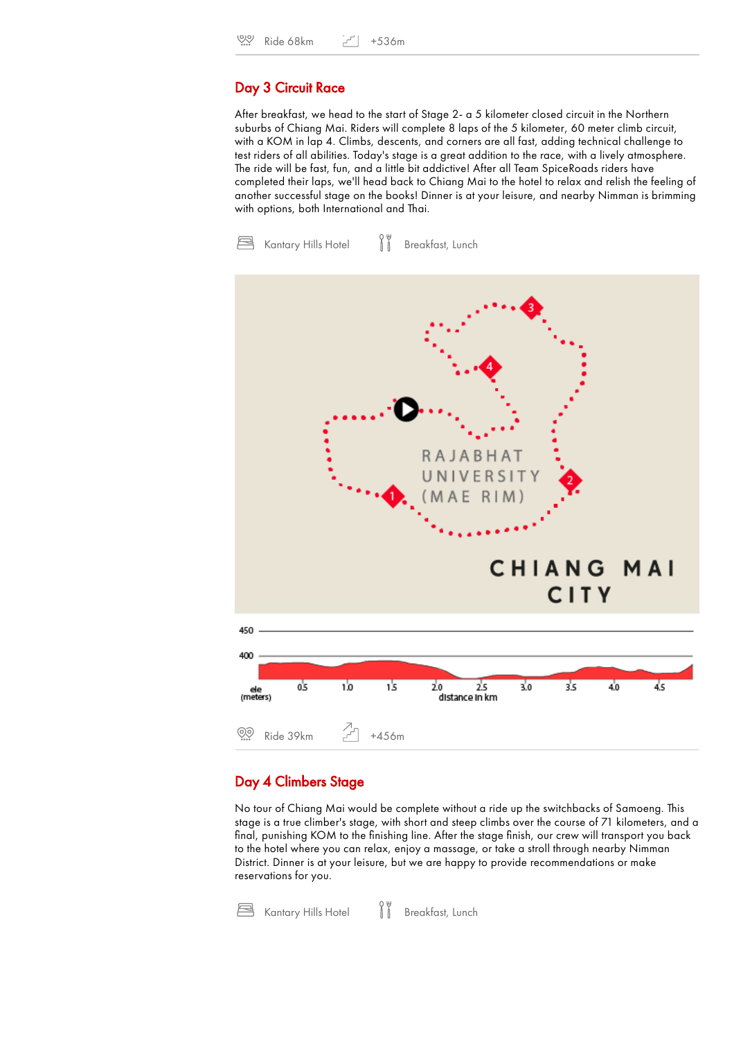Ride 68km +536m

## Day 3 Circuit Race

After breakfast, we head to the start of Stage 2- a 5 kilometer closed circuit in the Northern suburbs of Chiang Mai. Riders will complete 8 laps of the 5 kilometer, 60 meter climb circuit, with a KOM in lap 4. Climbs, descents, and corners are all fast, adding technical challenge to test riders of all abilities. Today's stage is a great addition to the race, with a lively atmosphere. The ride will be fast, fun, and a little bit addictive! After all Team SpiceRoads riders have completed their laps, we'll head back to Chiang Mai to the hotel to relax and relish the feeling of another successful stage on the books! Dinner is at your leisure, and nearby Nimman is brimming with options, both International and Thai.

Kantary Hills Hotel Breakfast, Lunch

Ride 39km +456m

## Day 4 Climbers Stage

No tour of Chiang Mai would be complete without a ride up the switchbacks of Samoeng. This stage is a true climber's stage, with short and steep climbs over the course of 71 kilometers, and a final, punishing KOM to the finishing line. After the stage finish, our crew will transport you back to the hotel where you can relax, enjoy a massage, or take a stroll through nearby Nimman District. Dinner is at your leisure, but we are happy to provide recommendations or make reservations for you.

Kantary Hills Hotel Breakfast, Lunch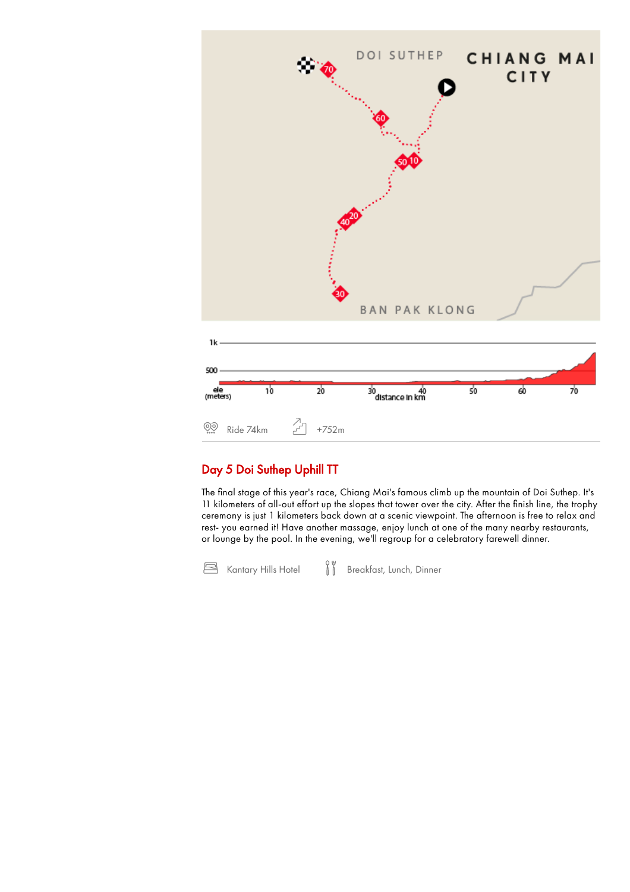Ride 74km

+752m

## Day 5 Doi Suthep Uphill TT

The final stage of this year's race, Chiang Mai's famous climb up the mountain of Doi Suthep. It's 11 kilometers of all-out effort up the slopes that tower over the city. After the finish line, the trophy ceremony is just 1 kilometers back down at a scenic viewpoint. The afternoon is free to relax and rest- you earned it! Have another massage, enjoy lunch at one of the many nearby restaurants, or lounge by the pool. In the evening, we'll regroup for a celebratory farewell dinner.

Kantary Hills Hotel

Breakfast, Lunch, Dinner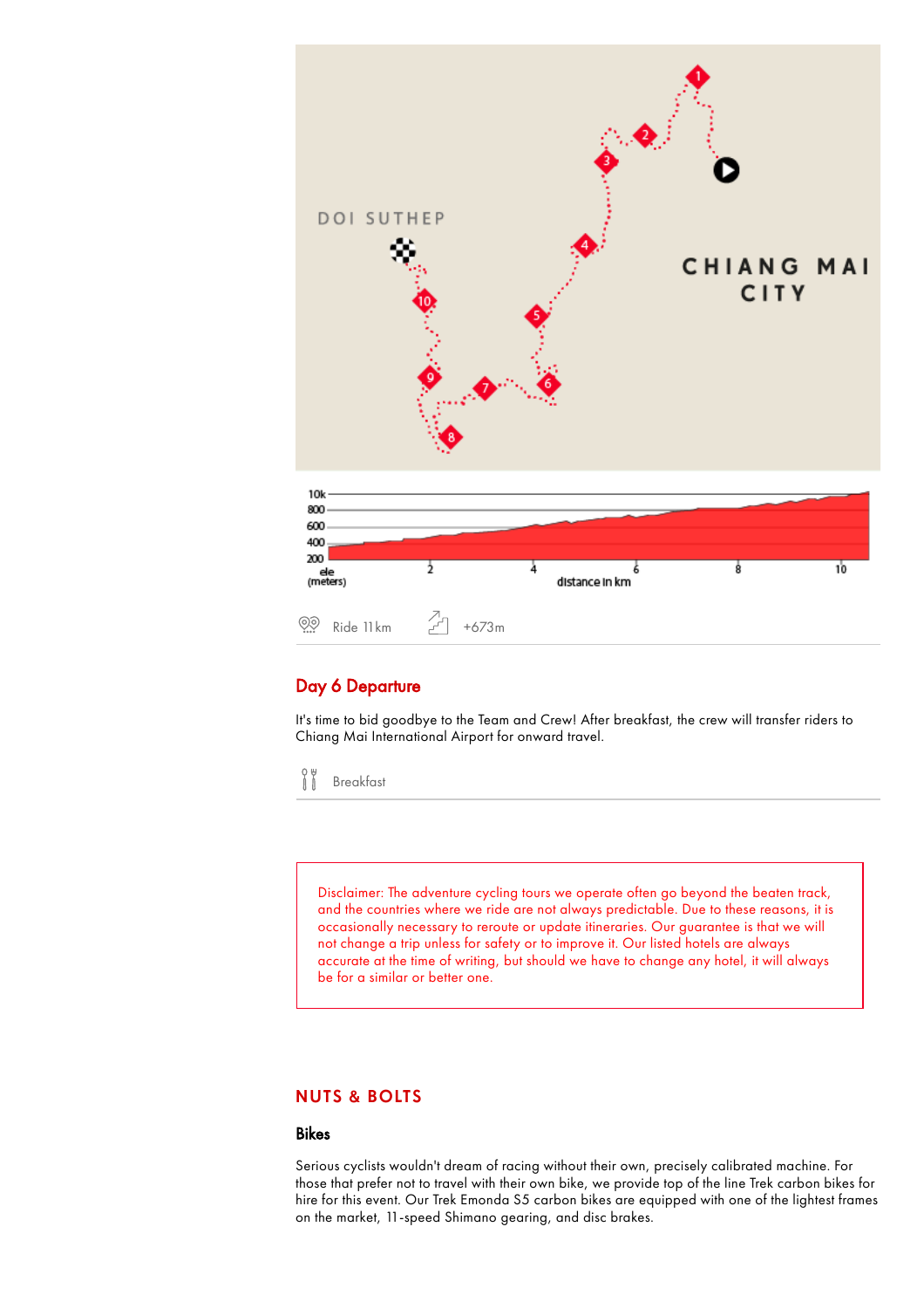Ride 11km

+673m

## Day 6 Departure

It's time to bid goodbye to the Team and Crew! After breakfast, the crew will transfer riders to Chiang Mai International Airport for onward travel.

Breakfast

> Disclaimer: The adventure cycling tours we operate often go beyond the beaten track, and the countries where we ride are not always predictable. Due to these reasons, it is occasionally necessary to reroute or update itineraries. Our guarantee is that we will not change a trip unless for safety or to improve it. Our listed hotels are always accurate at the time of writing, but should we have to change any hotel, it will always be for a similar or better one.

## NUTS & BOLTS

### Bikes

Serious cyclists wouldn't dream of racing without their own, precisely calibrated machine. For those that prefer not to travel with their own bike, we provide top of the line Trek carbon bikes for hire for this event. Our Trek Emonda S5 carbon bikes are equipped with one of the lightest frames on the market, 11-speed Shimano gearing, and disc brakes.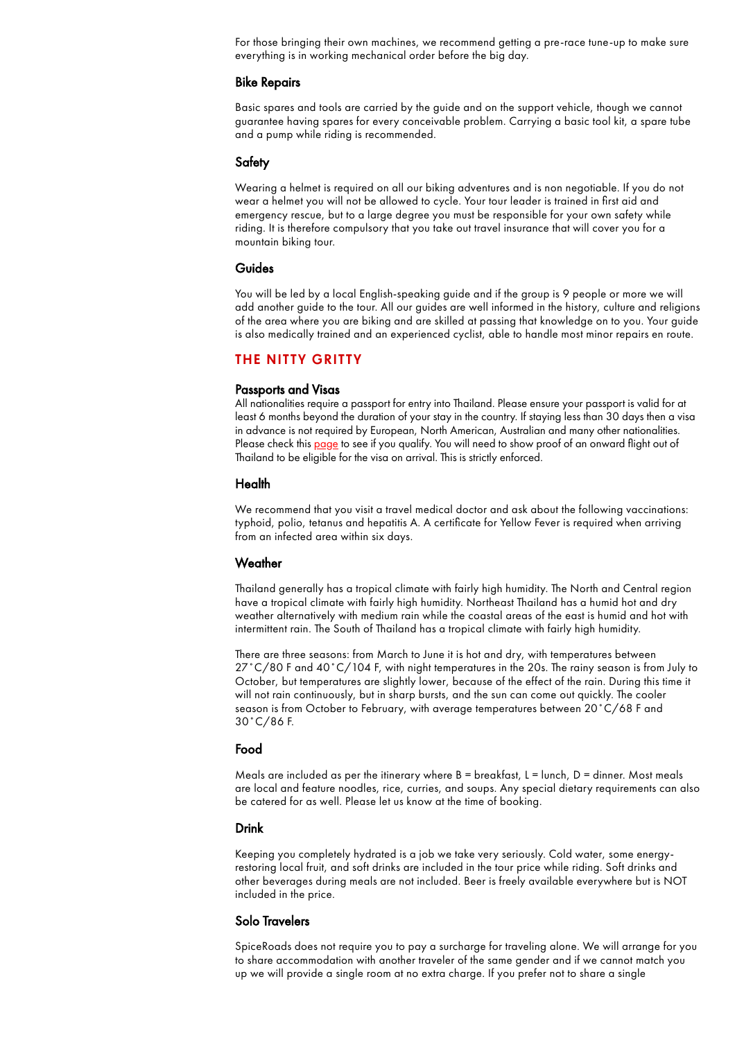For those bringing their own machines, we recommend getting a pre-race tune-up to make sure everything is in working mechanical order before the big day.

### Bike Repairs

Basic spares and tools are carried by the guide and on the support vehicle, though we cannot guarantee having spares for every conceivable problem. Carrying a basic tool kit, a spare tube and a pump while riding is recommended.

### Safety

Wearing a helmet is required on all our biking adventures and is non negotiable. If you do not wear a helmet you will not be allowed to cycle. Your tour leader is trained in first aid and emergency rescue, but to a large degree you must be responsible for your own safety while riding. It is therefore compulsory that you take out travel insurance that will cover you for a mountain biking tour.

### Guides

You will be led by a local English-speaking guide and if the group is 9 people or more we will add another guide to the tour. All our guides are well informed in the history, culture and religions of the area where you are biking and are skilled at passing that knowledge on to you. Your guide is also medically trained and an experienced cyclist, able to handle most minor repairs en route.

## THE NITTY GRITTY

### Passports and Visas

All nationalities require a passport for entry into Thailand. Please ensure your passport is valid for at least 6 months beyond the duration of your stay in the country. If staying less than 30 days then a visa in advance is not required by European, North American, Australian and many other nationalities. Please check this page to see if you qualify. You will need to show proof of an onward flight out of Thailand to be eligible for the visa on arrival. This is strictly enforced.

### Health

We recommend that you visit a travel medical doctor and ask about the following vaccinations: typhoid, polio, tetanus and hepatitis A. A certificate for Yellow Fever is required when arriving from an infected area within six days.

### Weather

Thailand generally has a tropical climate with fairly high humidity. The North and Central region have a tropical climate with fairly high humidity. Northeast Thailand has a humid hot and dry weather alternatively with medium rain while the coastal areas of the east is humid and hot with intermittent rain. The South of Thailand has a tropical climate with fairly high humidity.

There are three seasons: from March to June it is hot and dry, with temperatures between 27˚C/80 F and 40˚C/104 F, with night temperatures in the 20s. The rainy season is from July to October, but temperatures are slightly lower, because of the effect of the rain. During this time it will not rain continuously, but in sharp bursts, and the sun can come out quickly. The cooler season is from October to February, with average temperatures between 20˚C/68 F and 30˚C/86 F.

### Food

Meals are included as per the itinerary where B = breakfast, L = lunch, D = dinner. Most meals are local and feature noodles, rice, curries, and soups. Any special dietary requirements can also be catered for as well. Please let us know at the time of booking.

### Drink

Keeping you completely hydrated is a job we take very seriously. Cold water, some energy-restoring local fruit, and soft drinks are included in the tour price while riding. Soft drinks and other beverages during meals are not included. Beer is freely available everywhere but is NOT included in the price.

### Solo Travelers

SpiceRoads does not require you to pay a surcharge for traveling alone. We will arrange for you to share accommodation with another traveler of the same gender and if we cannot match you up we will provide a single room at no extra charge. If you prefer not to share a single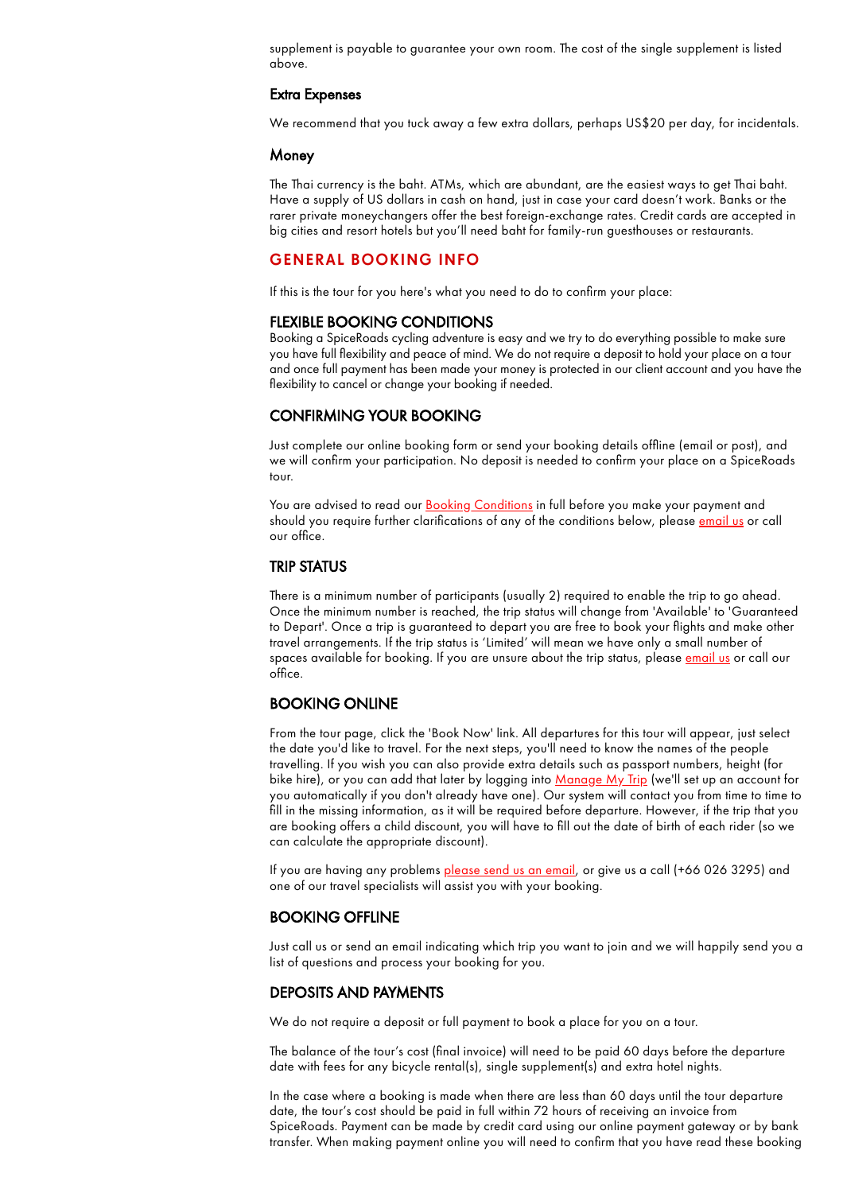supplement is payable to guarantee your own room. The cost of the single supplement is listed above.

### Extra Expenses

We recommend that you tuck away a few extra dollars, perhaps US$20 per day, for incidentals.

### Money

The Thai currency is the baht. ATMs, which are abundant, are the easiest ways to get Thai baht. Have a supply of US dollars in cash on hand, just in case your card doesn't work. Banks or the rarer private moneychangers offer the best foreign-exchange rates. Credit cards are accepted in big cities and resort hotels but you'll need baht for family-run guesthouses or restaurants.

## GENERAL BOOKING INFO

If this is the tour for you here's what you need to do to confirm your place:

### FLEXIBLE BOOKING CONDITIONS

Booking a SpiceRoads cycling adventure is easy and we try to do everything possible to make sure you have full flexibility and peace of mind. We do not require a deposit to hold your place on a tour and once full payment has been made your money is protected in our client account and you have the flexibility to cancel or change your booking if needed.

### CONFIRMING YOUR BOOKING

Just complete our online booking form or send your booking details offline (email or post), and we will confirm your participation. No deposit is needed to confirm your place on a SpiceRoads tour.

You are advised to read our Booking Conditions in full before you make your payment and should you require further clarifications of any of the conditions below, please email us or call our office.

### TRIP STATUS

There is a minimum number of participants (usually 2) required to enable the trip to go ahead. Once the minimum number is reached, the trip status will change from 'Available' to 'Guaranteed to Depart'. Once a trip is guaranteed to depart you are free to book your flights and make other travel arrangements. If the trip status is 'Limited' will mean we have only a small number of spaces available for booking. If you are unsure about the trip status, please email us or call our office.

### BOOKING ONLINE

From the tour page, click the 'Book Now' link. All departures for this tour will appear, just select the date you'd like to travel. For the next steps, you'll need to know the names of the people travelling. If you wish you can also provide extra details such as passport numbers, height (for bike hire), or you can add that later by logging into Manage My Trip (we'll set up an account for you automatically if you don't already have one). Our system will contact you from time to time to fill in the missing information, as it will be required before departure. However, if the trip that you are booking offers a child discount, you will have to fill out the date of birth of each rider (so we can calculate the appropriate discount).

If you are having any problems please send us an email, or give us a call (+66 026 3295) and one of our travel specialists will assist you with your booking.

### BOOKING OFFLINE

Just call us or send an email indicating which trip you want to join and we will happily send you a list of questions and process your booking for you.

### DEPOSITS AND PAYMENTS

We do not require a deposit or full payment to book a place for you on a tour.

The balance of the tour's cost (final invoice) will need to be paid 60 days before the departure date with fees for any bicycle rental(s), single supplement(s) and extra hotel nights.

In the case where a booking is made when there are less than 60 days until the tour departure date, the tour's cost should be paid in full within 72 hours of receiving an invoice from SpiceRoads. Payment can be made by credit card using our online payment gateway or by bank transfer. When making payment online you will need to confirm that you have read these booking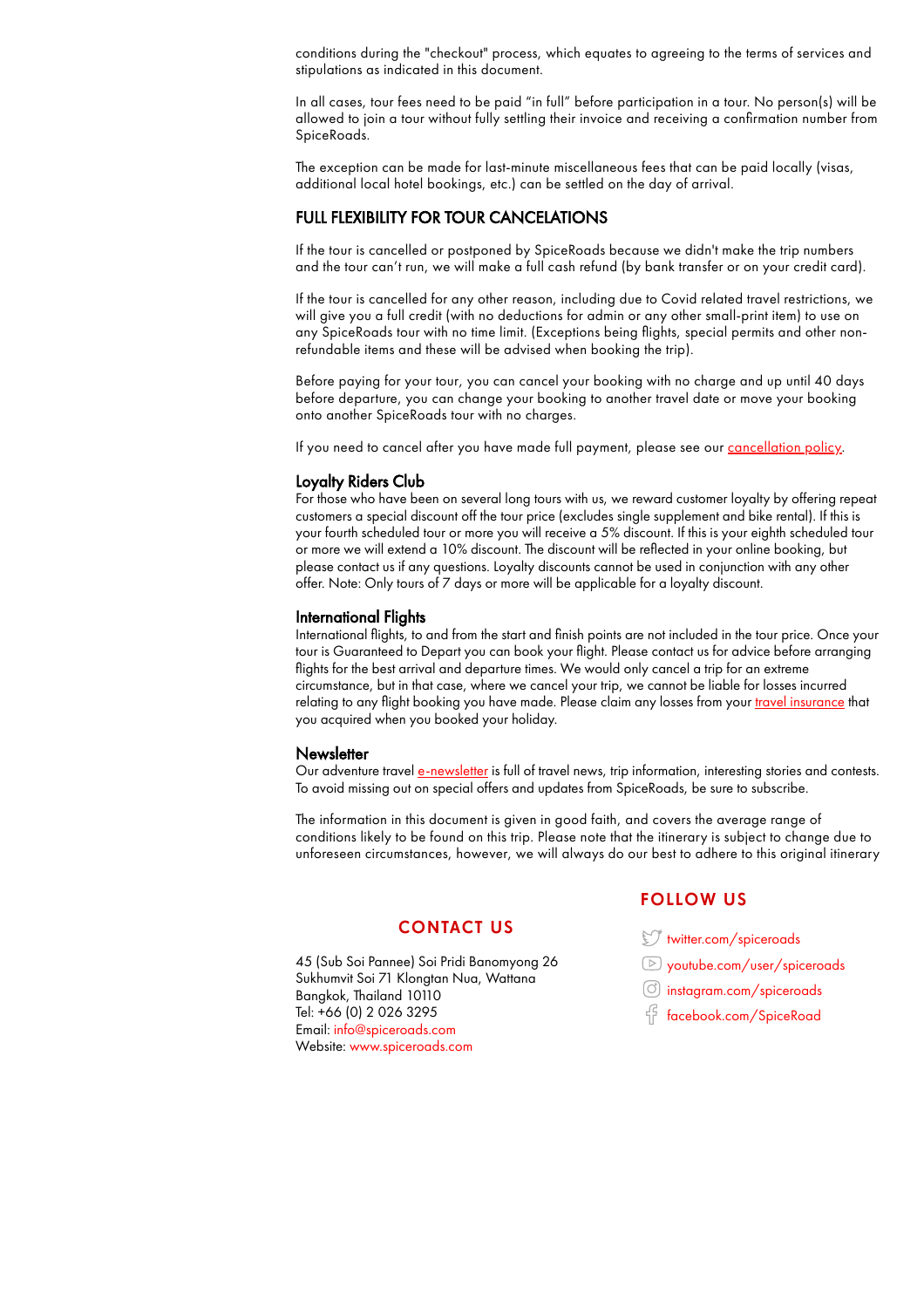conditions during the "checkout" process, which equates to agreeing to the terms of services and stipulations as indicated in this document.

In all cases, tour fees need to be paid "in full" before participation in a tour. No person(s) will be allowed to join a tour without fully settling their invoice and receiving a confirmation number from SpiceRoads.

The exception can be made for last-minute miscellaneous fees that can be paid locally (visas, additional local hotel bookings, etc.) can be settled on the day of arrival.

## FULL FLEXIBILITY FOR TOUR CANCELATIONS

If the tour is cancelled or postponed by SpiceRoads because we didn't make the trip numbers and the tour can't run, we will make a full cash refund (by bank transfer or on your credit card).

If the tour is cancelled for any other reason, including due to Covid related travel restrictions, we will give you a full credit (with no deductions for admin or any other small-print item) to use on any SpiceRoads tour with no time limit. (Exceptions being flights, special permits and other non-refundable items and these will be advised when booking the trip).

Before paying for your tour, you can cancel your booking with no charge and up until 40 days before departure, you can change your booking to another travel date or move your booking onto another SpiceRoads tour with no charges.

If you need to cancel after you have made full payment, please see our cancellation policy.

### Loyalty Riders Club

For those who have been on several long tours with us, we reward customer loyalty by offering repeat customers a special discount off the tour price (excludes single supplement and bike rental). If this is your fourth scheduled tour or more you will receive a 5% discount. If this is your eighth scheduled tour or more we will extend a 10% discount. The discount will be reflected in your online booking, but please contact us if any questions. Loyalty discounts cannot be used in conjunction with any other offer. Note: Only tours of 7 days or more will be applicable for a loyalty discount.

### International Flights

International flights, to and from the start and finish points are not included in the tour price. Once your tour is Guaranteed to Depart you can book your flight. Please contact us for advice before arranging flights for the best arrival and departure times. We would only cancel a trip for an extreme circumstance, but in that case, where we cancel your trip, we cannot be liable for losses incurred relating to any flight booking you have made. Please claim any losses from your travel insurance that you acquired when you booked your holiday.

### Newsletter

Our adventure travel e-newsletter is full of travel news, trip information, interesting stories and contests. To avoid missing out on special offers and updates from SpiceRoads, be sure to subscribe.

The information in this document is given in good faith, and covers the average range of conditions likely to be found on this trip. Please note that the itinerary is subject to change due to unforeseen circumstances, however, we will always do our best to adhere to this original itinerary

## CONTACT US

45 (Sub Soi Pannee) Soi Pridi Banomyong 26
Sukhumvit Soi 71 Klongtan Nua, Wattana
Bangkok, Thailand 10110
Tel: +66 (0) 2 026 3295
Email: info@spiceroads.com
Website: www.spiceroads.com

## FOLLOW US

twitter.com/spiceroads
youtube.com/user/spiceroads
instagram.com/spiceroads
facebook.com/SpiceRoad